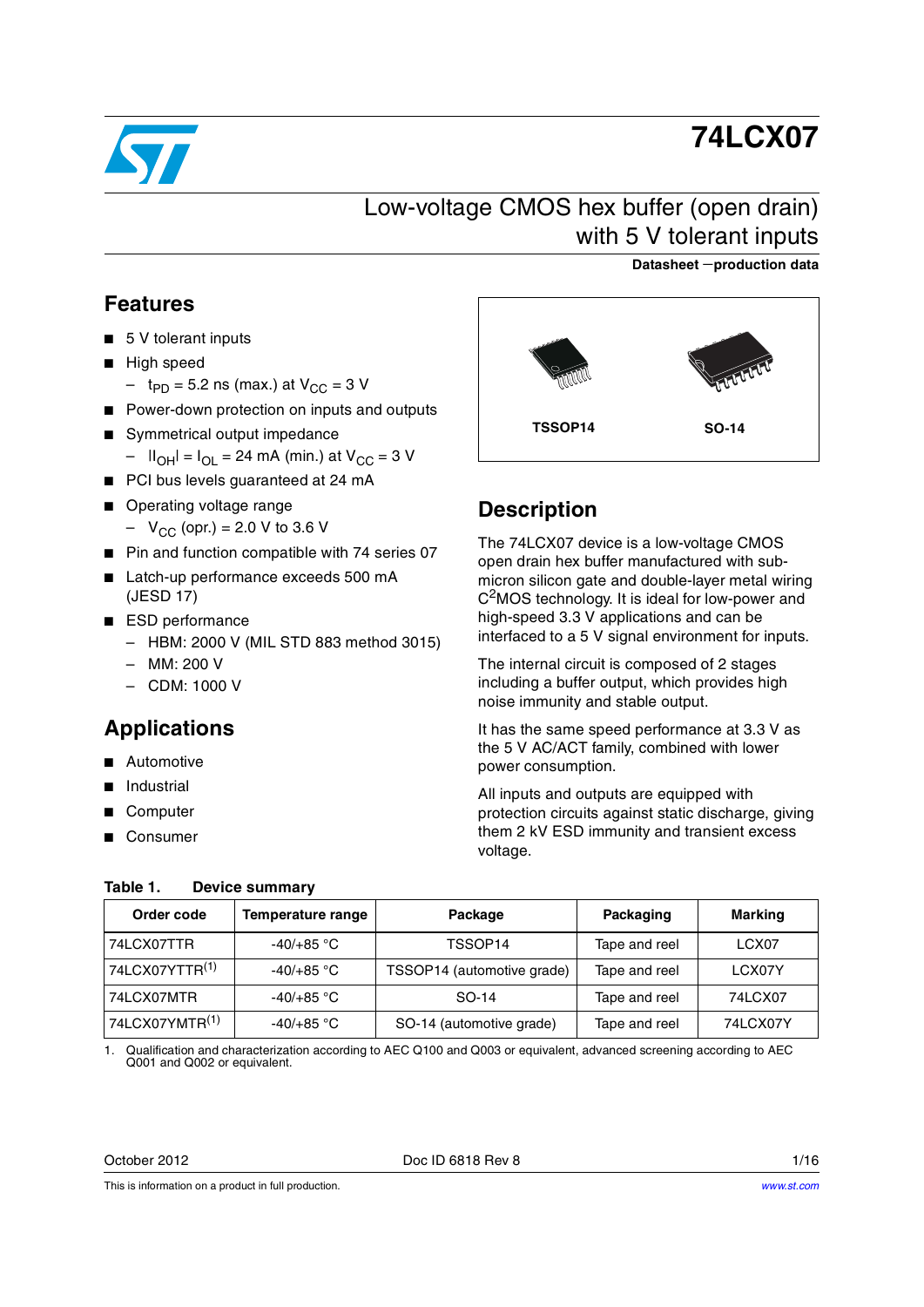# 74LCX07

## Low-voltage CMOS hex buffer (open drain) with 5 V tolerant inputs

**Datasheet — production data**

TSSOP14 SO-14

## Features

- 5 V tolerant inputs
- High speed
  - $t_{PD}$ = 5.2 ns (max.) at $V_{CC}$ = 3 V
- Power-down protection on inputs and outputs
- Symmetrical output impedance
  - $|I_{OH}| = I_{OL}$ = 24 mA (min.) at $V_{CC}$ = 3 V
- PCI bus levels guaranteed at 24 mA
- Operating voltage range
  - $V_{CC}$ (opr.) = 2.0 V to 3.6 V
- Pin and function compatible with 74 series 07
- Latch-up performance exceeds 500 mA (JESD 17)
- ESD performance
  - HBM: 2000 V (MIL STD 883 method 3015)
  - MM: 200 V
  - CDM: 1000 V

## Applications

- Automotive
- Industrial
- Computer
- Consumer

## Description

The 74LCX07 device is a low-voltage CMOS open drain hex buffer manufactured with sub-micron silicon gate and double-layer metal wiring $C^2MOS$ technology. It is ideal for low-power and high-speed 3.3 V applications and can be interfaced to a 5 V signal environment for inputs.

The internal circuit is composed of 2 stages including a buffer output, which provides high noise immunity and stable output.

It has the same speed performance at 3.3 V as the 5 V AC/ACT family, combined with lower power consumption.

All inputs and outputs are equipped with protection circuits against static discharge, giving them 2 kV ESD immunity and transient excess voltage.

**Table 1. Device summary**

| Order code | Temperature range | Package | Packaging | Marking |
|---|---|---|---|---|
| 74LCX07TTR | -40/+85 °C | TSSOP14 | Tape and reel | LCX07 |
| 74LCX07YTTR[(1)] | -40/+85 °C | TSSOP14 (automotive grade) | Tape and reel | LCX07Y |
| 74LCX07MTR | -40/+85 °C | SO-14 | Tape and reel | 74LCX07 |
| 74LCX07YMTR[(1)] | -40/+85 °C | SO-14 (automotive grade) | Tape and reel | 74LCX07Y |

1. Qualification and characterization according to AEC Q100 and Q003 or equivalent, advanced screening according to AEC Q001 and Q002 or equivalent.

October 2012 Doc ID 6818 Rev 8

This is information on a product in full production.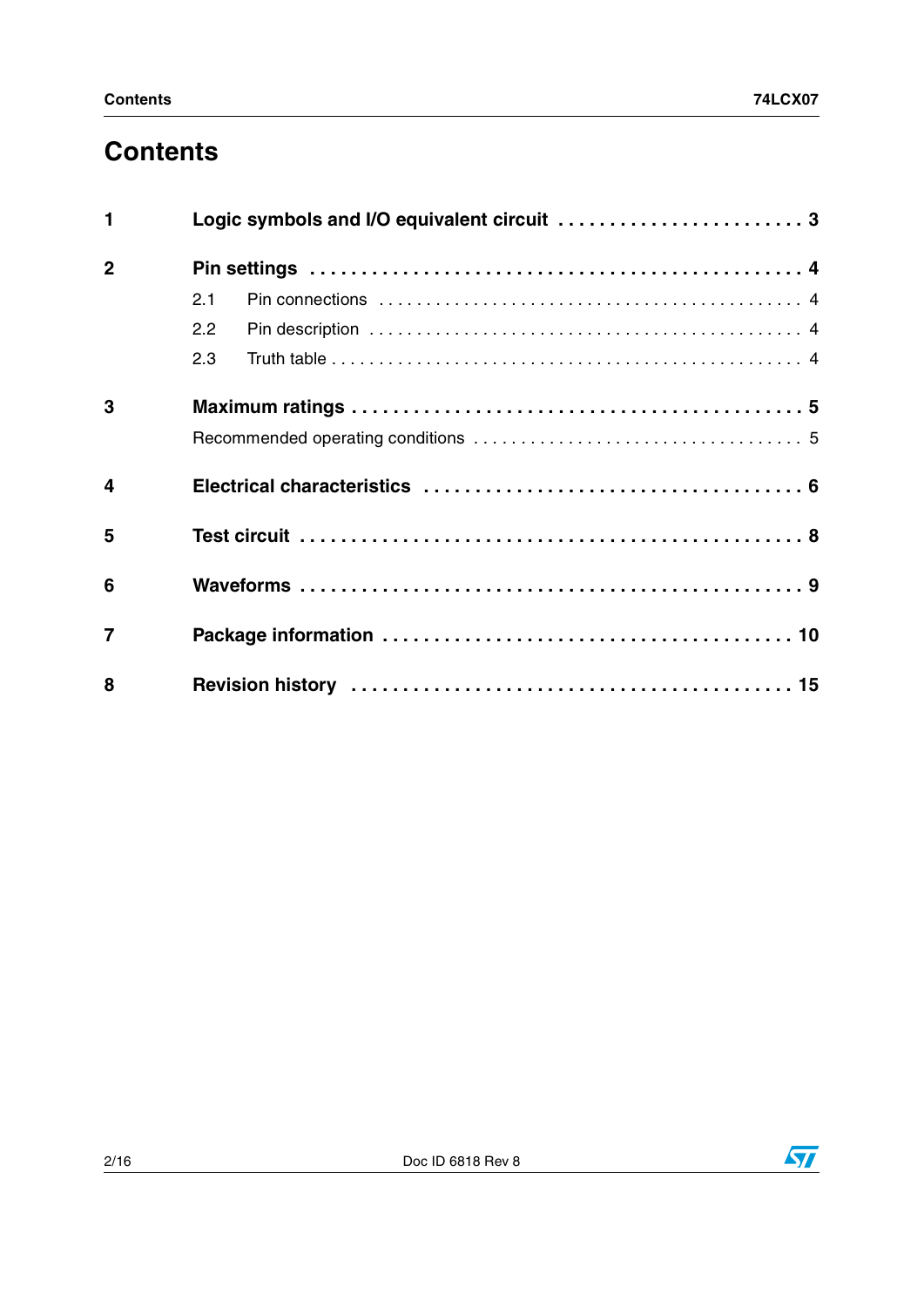# Contents

**1 Logic symbols and I/O equivalent circuit . . . . . . . . . . . . . . . . . . . . . . . . 3**

**2 Pin settings . . . . . . . . . . . . . . . . . . . . . . . . . . . . . . . . . . . . . . . . . . . . . . . 4**

- 2.1 Pin connections . . . . . . . . . . . . . . . . . . . . . . . . . . . . . . . . . . . . . . . . . . . 4
- 2.2 Pin description . . . . . . . . . . . . . . . . . . . . . . . . . . . . . . . . . . . . . . . . . . . . 4
- 2.3 Truth table . . . . . . . . . . . . . . . . . . . . . . . . . . . . . . . . . . . . . . . . . . . . . . . 4

**3 Maximum ratings . . . . . . . . . . . . . . . . . . . . . . . . . . . . . . . . . . . . . . . . . . . 5**

Recommended operating conditions . . . . . . . . . . . . . . . . . . . . . . . . . . . . . . . . . 5

**4 Electrical characteristics . . . . . . . . . . . . . . . . . . . . . . . . . . . . . . . . . . . . 6**

**5 Test circuit . . . . . . . . . . . . . . . . . . . . . . . . . . . . . . . . . . . . . . . . . . . . . . . 8**

**6 Waveforms . . . . . . . . . . . . . . . . . . . . . . . . . . . . . . . . . . . . . . . . . . . . . . . 9**

**7 Package information . . . . . . . . . . . . . . . . . . . . . . . . . . . . . . . . . . . . . . . 10**

**8 Revision history . . . . . . . . . . . . . . . . . . . . . . . . . . . . . . . . . . . . . . . . . . 15**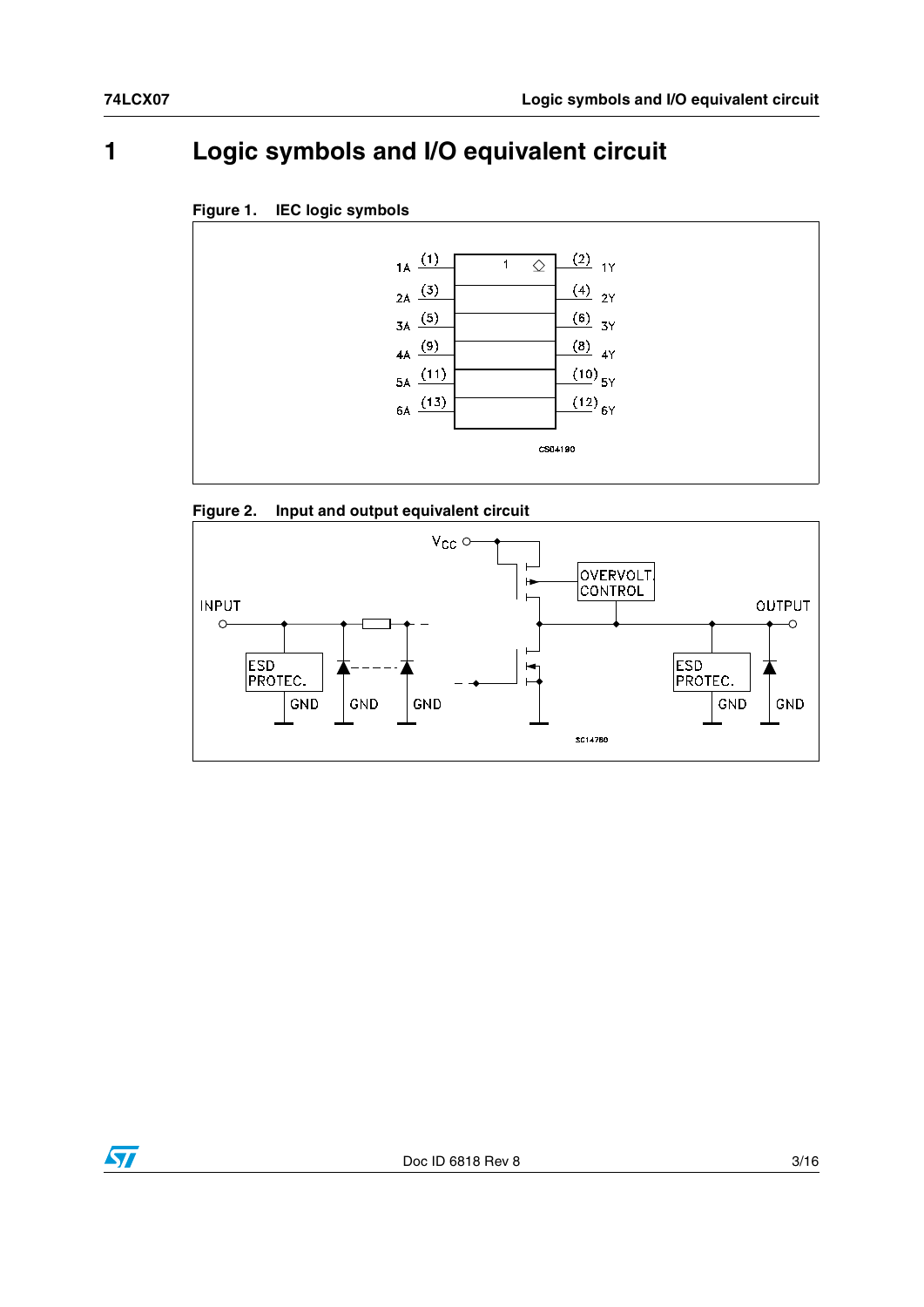# 1 Logic symbols and I/O equivalent circuit

**Figure 1. IEC logic symbols**

**Figure 2. Input and output equivalent circuit**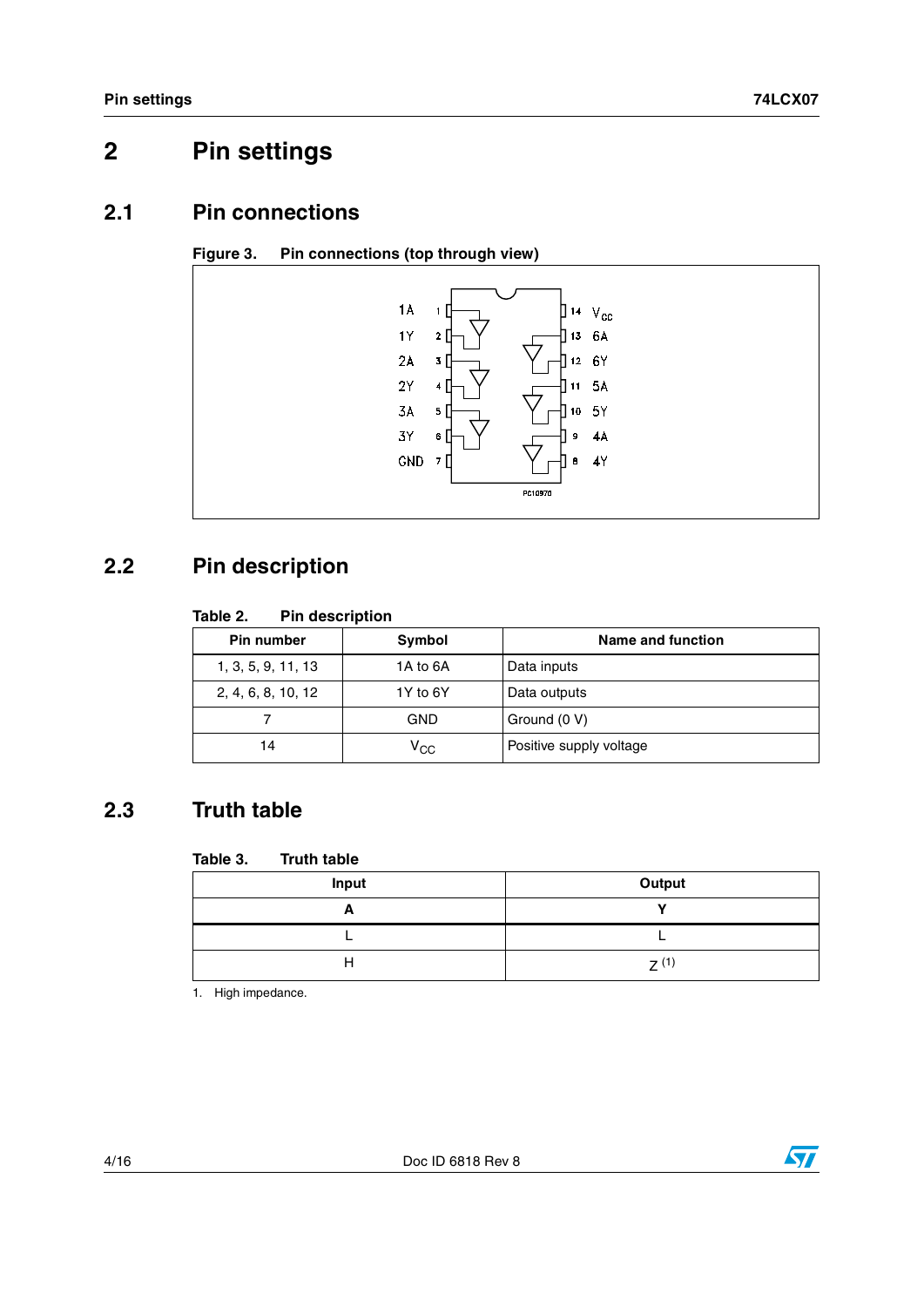# 2 Pin settings

## 2.1 Pin connections

**Figure 3. Pin connections (top through view)**

## 2.2 Pin description

**Table 2. Pin description**

| Pin number | Symbol | Name and function |
|---|---|---|
| 1, 3, 5, 9, 11, 13 | 1A to 6A | Data inputs |
| 2, 4, 6, 8, 10, 12 | 1Y to 6Y | Data outputs |
| 7 | GND | Ground (0 V) |
| 14 | $V_{CC}$ | Positive supply voltage |

## 2.3 Truth table

**Table 3. Truth table**

| Input | Output |
|---|---|
| **A** | **Y** |
| L | L |
| H | Z [1] |

1. High impedance.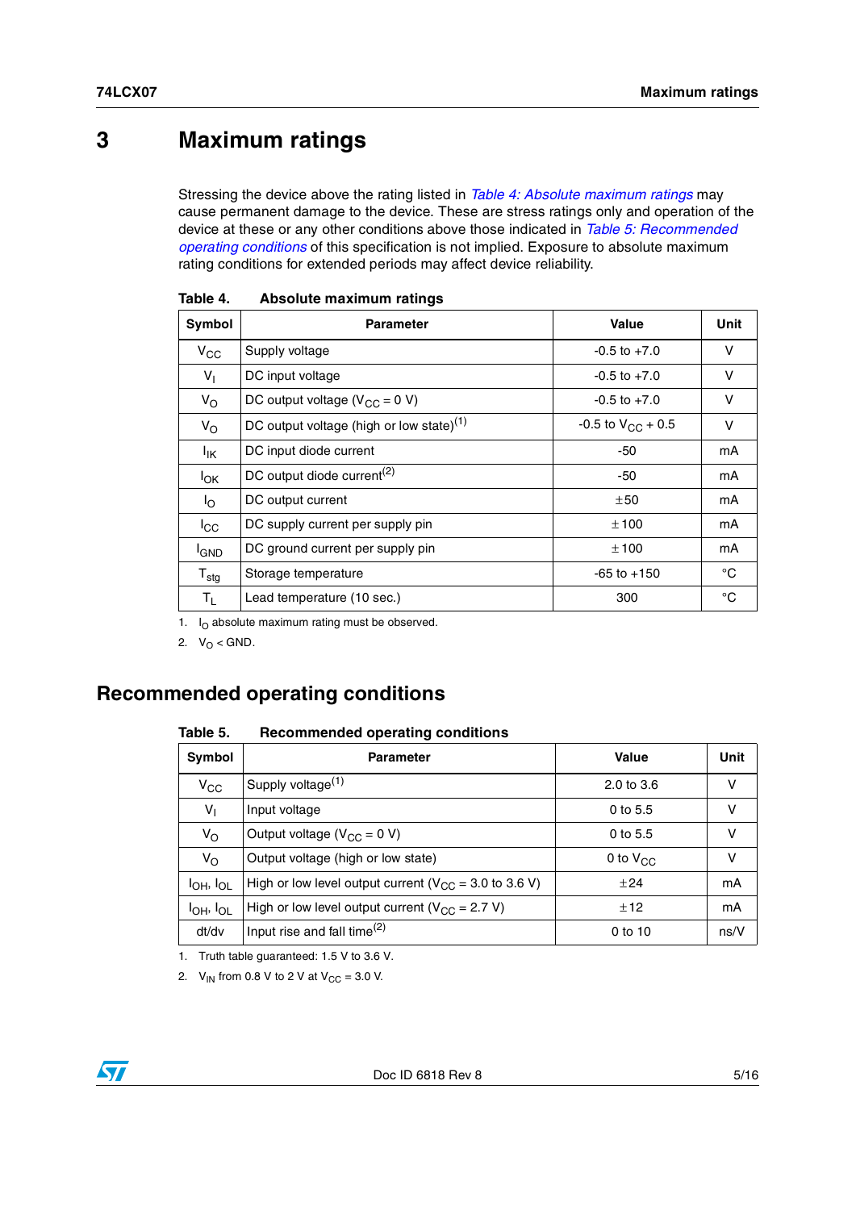# 3 Maximum ratings

Stressing the device above the rating listed in *Table 4: Absolute maximum ratings* may cause permanent damage to the device. These are stress ratings only and operation of the device at these or any other conditions above those indicated in *Table 5: Recommended operating conditions* of this specification is not implied. Exposure to absolute maximum rating conditions for extended periods may affect device reliability.

**Table 4. Absolute maximum ratings**

| Symbol | Parameter | Value | Unit |
|---|---|---|---|
| $V_{CC}$ | Supply voltage | -0.5 to +7.0 | V |
| $V_I$ | DC input voltage | -0.5 to +7.0 | V |
| $V_O$ | DC output voltage ($V_{CC}$ = 0 V) | -0.5 to +7.0 | V |
| $V_O$ | DC output voltage (high or low state)[1] | -0.5 to $V_{CC}$ + 0.5 | V |
| $I_{IK}$ | DC input diode current | -50 | mA |
| $I_{OK}$ | DC output diode current[2] | -50 | mA |
| $I_O$ | DC output current | ±50 | mA |
| $I_{CC}$ | DC supply current per supply pin | ±100 | mA |
| $I_{GND}$ | DC ground current per supply pin | ±100 | mA |
| $T_{stg}$ | Storage temperature | -65 to +150 | °C |
| $T_L$ | Lead temperature (10 sec.) | 300 | °C |

1. $I_O$ absolute maximum rating must be observed.
2. $V_O$ < GND.

## Recommended operating conditions

**Table 5. Recommended operating conditions**

| Symbol | Parameter | Value | Unit |
|---|---|---|---|
| $V_{CC}$ | Supply voltage[1] | 2.0 to 3.6 | V |
| $V_I$ | Input voltage | 0 to 5.5 | V |
| $V_O$ | Output voltage ($V_{CC}$ = 0 V) | 0 to 5.5 | V |
| $V_O$ | Output voltage (high or low state) | 0 to $V_{CC}$ | V |
| $I_{OH}$, $I_{OL}$ | High or low level output current ($V_{CC}$ = 3.0 to 3.6 V) | ±24 | mA |
| $I_{OH}$, $I_{OL}$ | High or low level output current ($V_{CC}$ = 2.7 V) | ±12 | mA |
| dt/dv | Input rise and fall time[2] | 0 to 10 | ns/V |

1. Truth table guaranteed: 1.5 V to 3.6 V.
2. $V_{IN}$ from 0.8 V to 2 V at $V_{CC}$ = 3.0 V.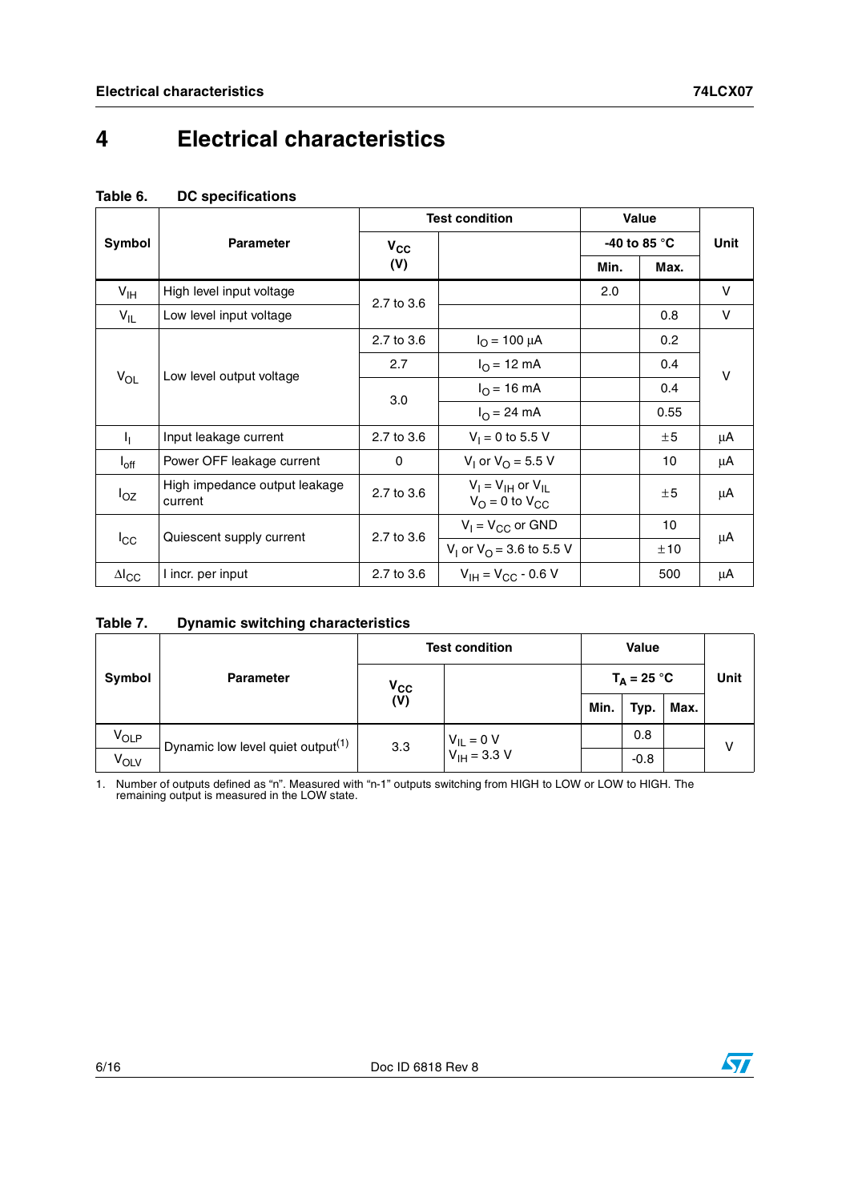# 4 Electrical characteristics

**Table 6. DC specifications**

| Symbol | Parameter | Test condition | | Value | | Unit |
|---|---|---|---|---|---|---|
| | | $V_{CC}$ (V) | | -40 to 85 °C | | |
| | | | | Min. | Max. | |
| $V_{IH}$ | High level input voltage | 2.7 to 3.6 | | 2.0 | | V |
| $V_{IL}$ | Low level input voltage | 2.7 to 3.6 | | | 0.8 | V |
| $V_{OL}$ | Low level output voltage | 2.7 to 3.6 | $I_O$ = 100 µA | | 0.2 | V |
| | | 2.7 | $I_O$ = 12 mA | | 0.4 | |
| | | 3.0 | $I_O$ = 16 mA | | 0.4 | |
| | | | $I_O$ = 24 mA | | 0.55 | |
| $I_I$ | Input leakage current | 2.7 to 3.6 | $V_I$ = 0 to 5.5 V | | ±5 | µA |
| $I_{off}$ | Power OFF leakage current | 0 | $V_I$ or $V_O$ = 5.5 V | | 10 | µA |
| $I_{OZ}$ | High impedance output leakage current | 2.7 to 3.6 | $V_I = V_{IH}$ or $V_{IL}$ $V_O$ = 0 to $V_{CC}$ | | ±5 | µA |
| $I_{CC}$ | Quiescent supply current | 2.7 to 3.6 | $V_I = V_{CC}$ or GND | | 10 | µA |
| | | | $V_I$ or $V_O$ = 3.6 to 5.5 V | | ±10 | |
| $\Delta I_{CC}$ | I incr. per input | 2.7 to 3.6 | $V_{IH} = V_{CC}$ - 0.6 V | | 500 | µA |

**Table 7. Dynamic switching characteristics**

| Symbol | Parameter | Test condition | | Value | | | Unit |
|---|---|---|---|---|---|---|---|
| | | $V_{CC}$ (V) | | $T_A$ = 25 °C | | | |
| | | | | Min. | Typ. | Max. | |
| $V_{OLP}$ | Dynamic low level quiet output[(1)] | 3.3 | $V_{IL}$ = 0 V $V_{IH}$ = 3.3 V | | 0.8 | | V |
| $V_{OLV}$ | | | | | -0.8 | | |

1. Number of outputs defined as "n". Measured with "n-1" outputs switching from HIGH to LOW or LOW to HIGH. The remaining output is measured in the LOW state.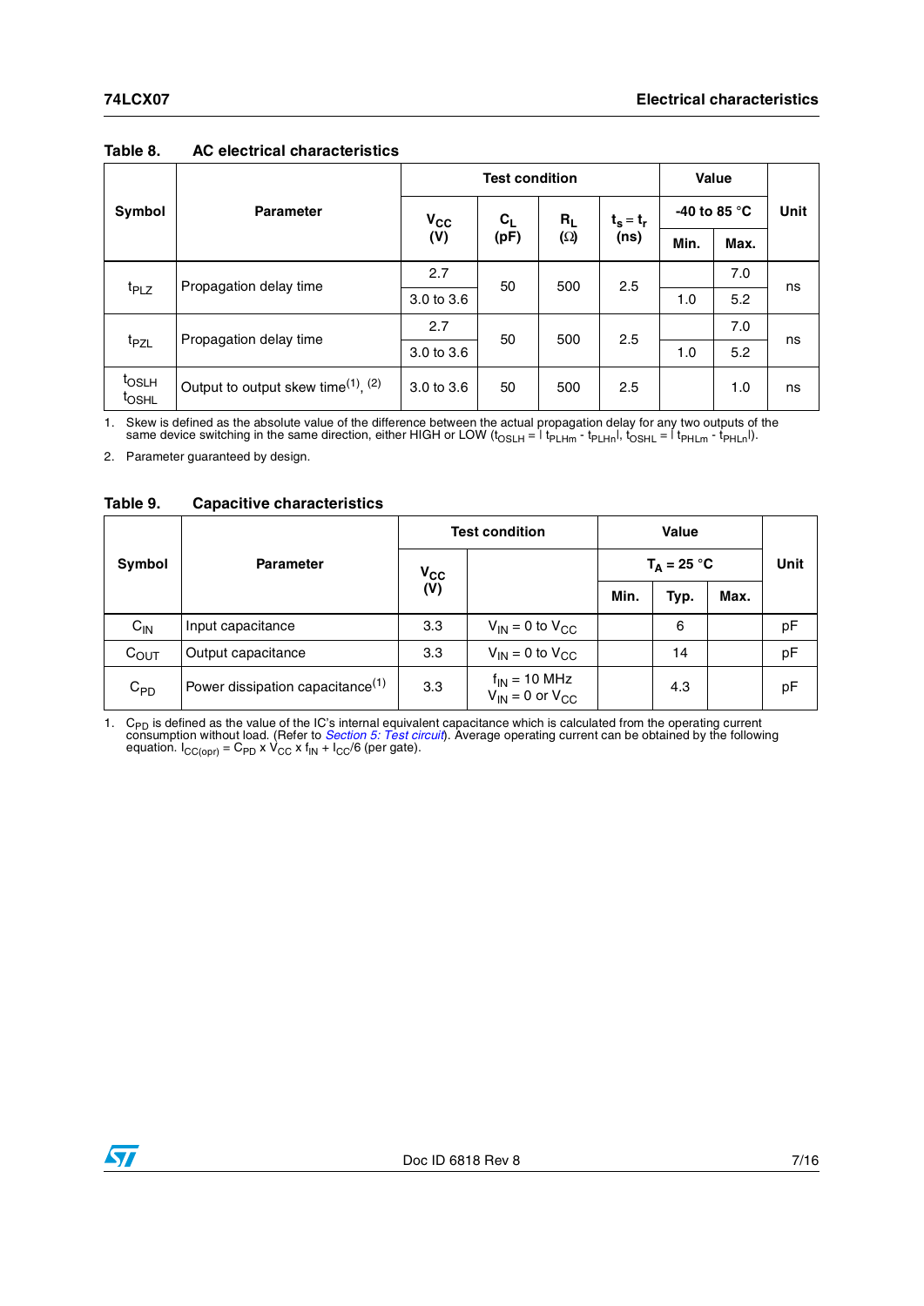**Table 8. AC electrical characteristics**

| Symbol | Parameter | Test condition | | | | Value | | Unit |
|---|---|---|---|---|---|---|---|---|
| | | $V_{CC}$ (V) | $C_L$ (pF) | $R_L$ (Ω) | $t_s = t_r$ (ns) | -40 to 85 °C | | |
| | | | | | | Min. | Max. | |
| $t_{PLZ}$ | Propagation delay time | 2.7 | 50 | 500 | 2.5 | | 7.0 | ns |
| | | 3.0 to 3.6 | | | | 1.0 | 5.2 | |
| $t_{PZL}$ | Propagation delay time | 2.7 | 50 | 500 | 2.5 | | 7.0 | ns |
| | | 3.0 to 3.6 | | | | 1.0 | 5.2 | |
| $t_{OSLH}$ $t_{OSHL}$ | Output to output skew time[(1), (2)] | 3.0 to 3.6 | 50 | 500 | 2.5 | | 1.0 | ns |

1. Skew is defined as the absolute value of the difference between the actual propagation delay for any two outputs of the same device switching in the same direction, either HIGH or LOW ($t_{OSLH} = |t_{PLHm} - t_{PLHn}|$, $t_{OSHL} = |t_{PHLm} - t_{PHLn}|$).
2. Parameter guaranteed by design.

**Table 9. Capacitive characteristics**

| Symbol | Parameter | Test condition | | Value | | | Unit |
|---|---|---|---|---|---|---|---|
| | | $V_{CC}$ (V) | | $T_A$ = 25 °C | | | |
| | | | | Min. | Typ. | Max. | |
| $C_{IN}$ | Input capacitance | 3.3 | $V_{IN}$ = 0 to $V_{CC}$ | | 6 | | pF |
| $C_{OUT}$ | Output capacitance | 3.3 | $V_{IN}$ = 0 to $V_{CC}$ | | 14 | | pF |
| $C_{PD}$ | Power dissipation capacitance[(1)] | 3.3 | $f_{IN}$ = 10 MHz $V_{IN}$ = 0 or $V_{CC}$ | | 4.3 | | pF |

1. $C_{PD}$ is defined as the value of the IC's internal equivalent capacitance which is calculated from the operating current consumption without load. (Refer to *Section 5: Test circuit*). Average operating current can be obtained by the following equation. $I_{CC(opr)} = C_{PD} \times V_{CC} \times f_{IN} + I_{CC}/6$ (per gate).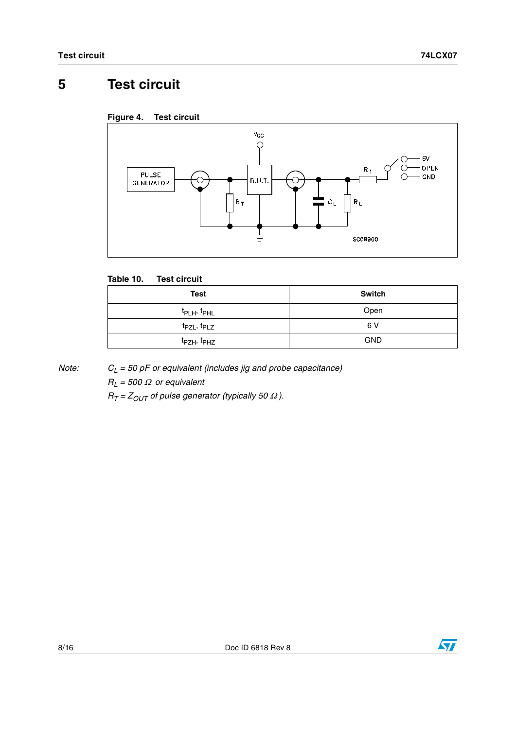# 5 Test circuit

**Figure 4. Test circuit**

**Table 10. Test circuit**

| Test | Switch |
|---|---|
| $t_{PLH}$, $t_{PHL}$ | Open |
| $t_{PZL}$, $t_{PLZ}$ | 6 V |
| $t_{PZH}$, $t_{PHZ}$ | GND |

*Note:* *$C_L$ = 50 pF or equivalent (includes jig and probe capacitance)*
*$R_L$ = 500 Ω or equivalent*
*$R_T$ = $Z_{OUT}$ of pulse generator (typically 50 Ω).*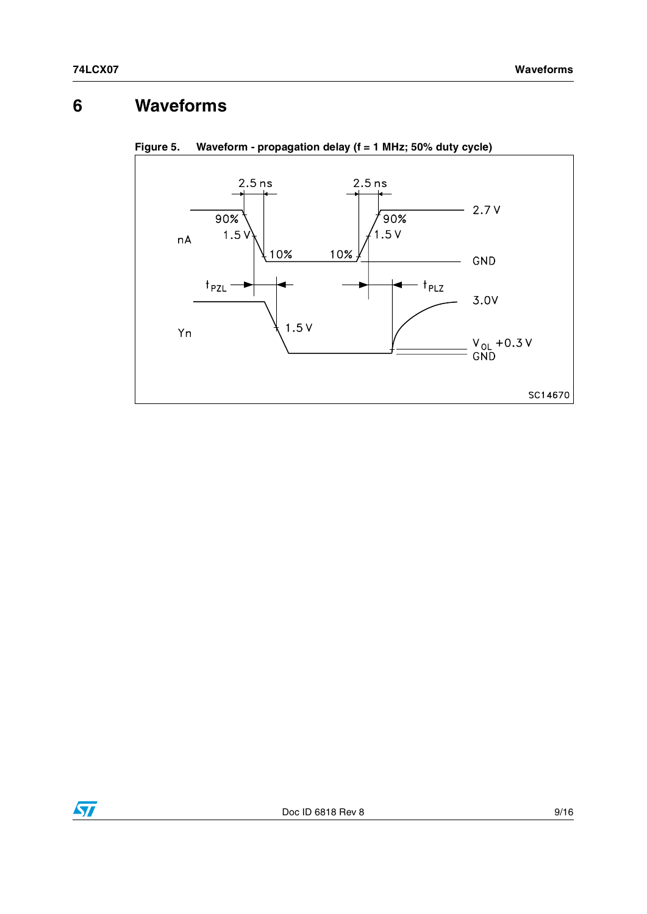# 6 Waveforms

**Figure 5. Waveform - propagation delay (f = 1 MHz; 50% duty cycle)**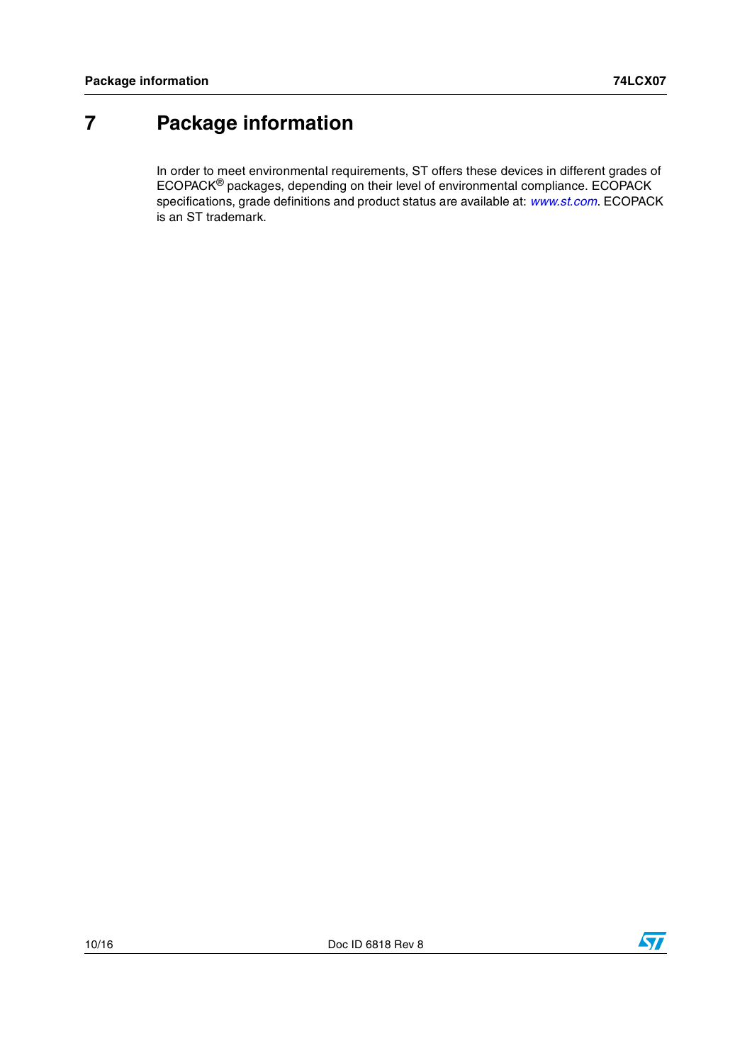# 7 Package information

In order to meet environmental requirements, ST offers these devices in different grades of ECOPACK® packages, depending on their level of environmental compliance. ECOPACK specifications, grade definitions and product status are available at: *www.st.com*. ECOPACK is an ST trademark.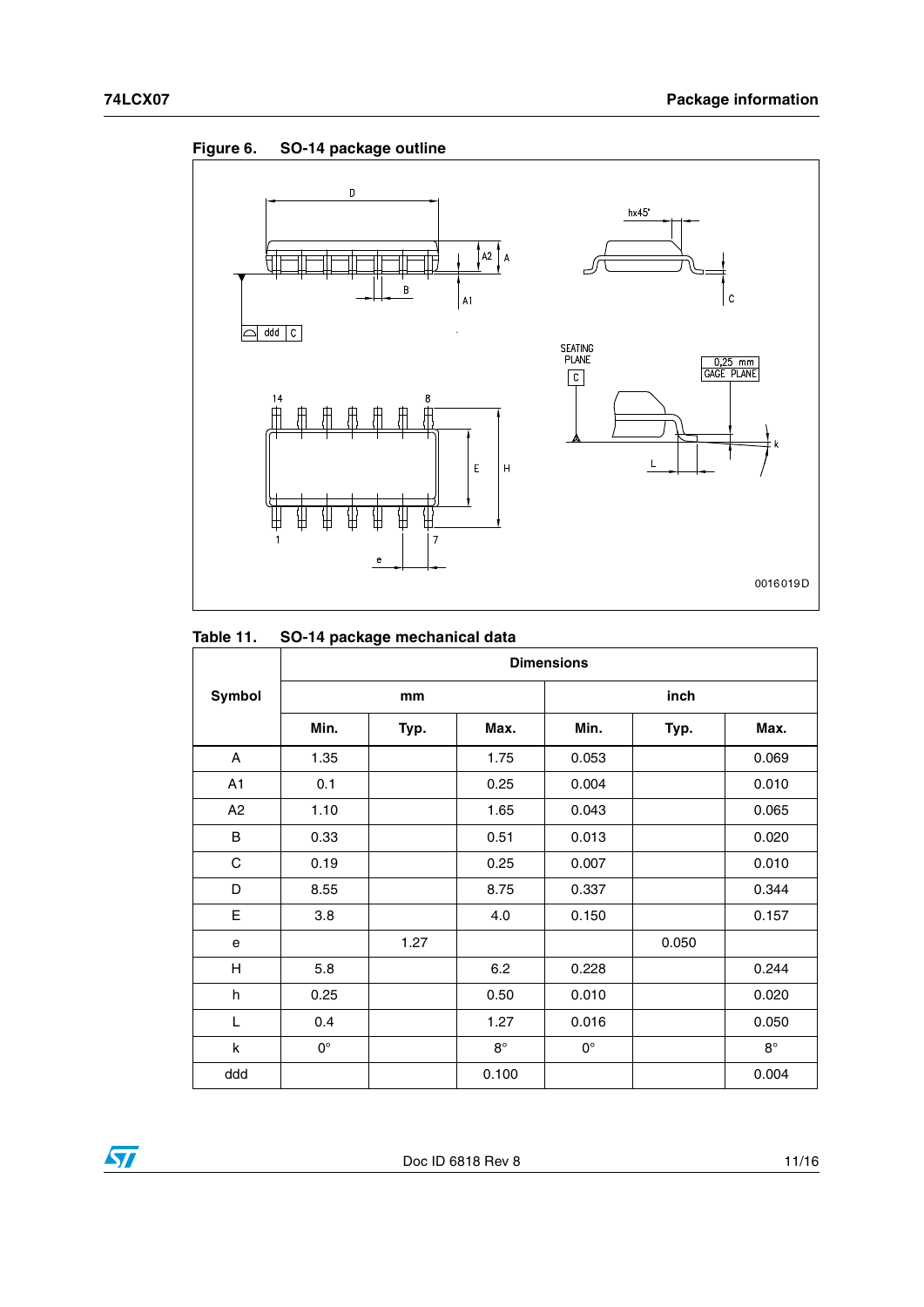**Figure 6. SO-14 package outline**

**Table 11. SO-14 package mechanical data**

| Symbol | Dimensions | | | | | |
|---|---|---|---|---|---|---|
| | mm | | | inch | | |
| | Min. | Typ. | Max. | Min. | Typ. | Max. |
| A | 1.35 | | 1.75 | 0.053 | | 0.069 |
| A1 | 0.1 | | 0.25 | 0.004 | | 0.010 |
| A2 | 1.10 | | 1.65 | 0.043 | | 0.065 |
| B | 0.33 | | 0.51 | 0.013 | | 0.020 |
| C | 0.19 | | 0.25 | 0.007 | | 0.010 |
| D | 8.55 | | 8.75 | 0.337 | | 0.344 |
| E | 3.8 | | 4.0 | 0.150 | | 0.157 |
| e | | 1.27 | | | 0.050 | |
| H | 5.8 | | 6.2 | 0.228 | | 0.244 |
| h | 0.25 | | 0.50 | 0.010 | | 0.020 |
| L | 0.4 | | 1.27 | 0.016 | | 0.050 |
| k | 0° | | 8° | 0° | | 8° |
| ddd | | | 0.100 | | | 0.004 |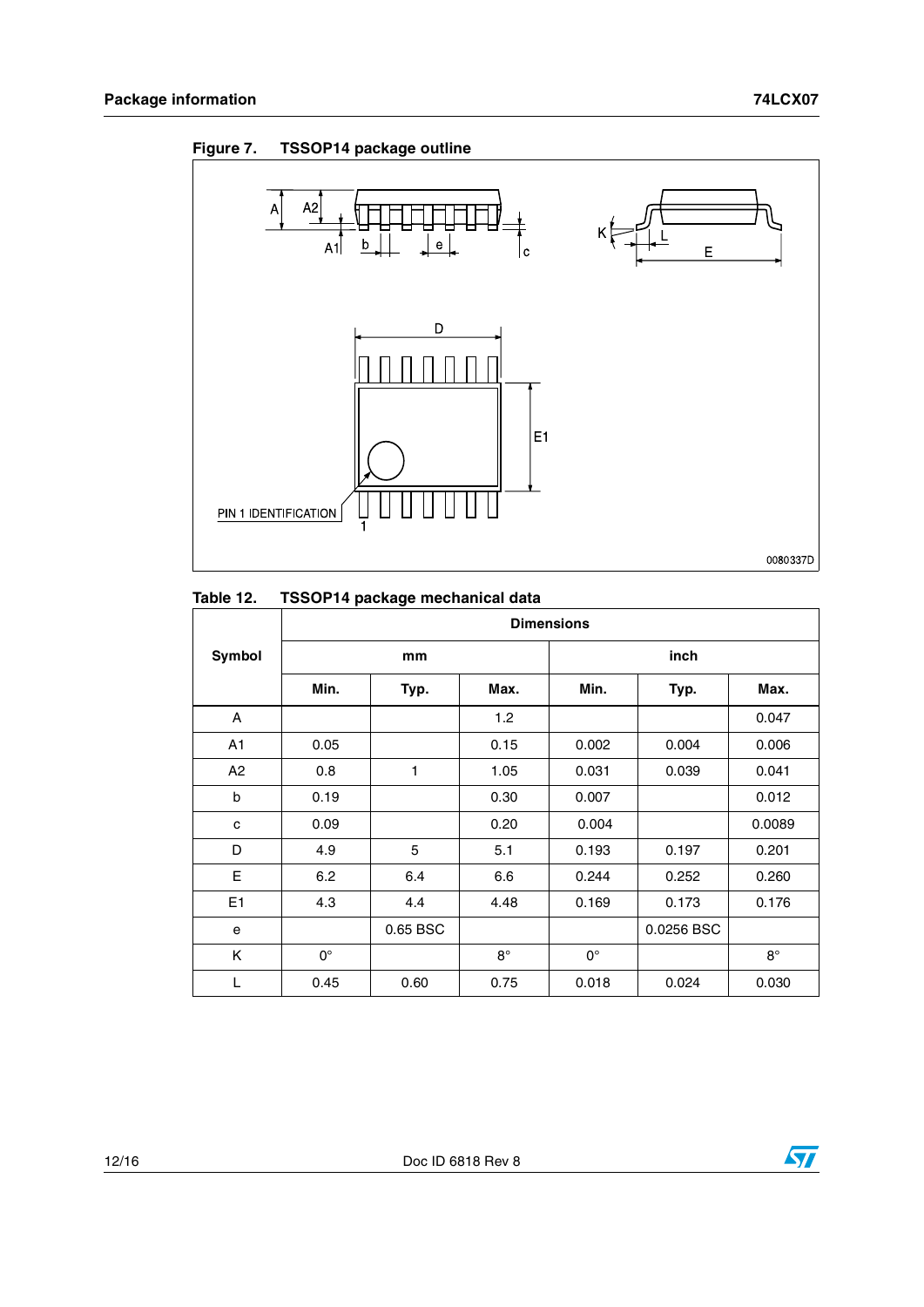**Figure 7. TSSOP14 package outline**

**Table 12. TSSOP14 package mechanical data**

| Symbol | Dimensions | | | | | |
|---|---|---|---|---|---|---|
| | mm | | | inch | | |
| | Min. | Typ. | Max. | Min. | Typ. | Max. |
| A | | | 1.2 | | | 0.047 |
| A1 | 0.05 | | 0.15 | 0.002 | 0.004 | 0.006 |
| A2 | 0.8 | 1 | 1.05 | 0.031 | 0.039 | 0.041 |
| b | 0.19 | | 0.30 | 0.007 | | 0.012 |
| c | 0.09 | | 0.20 | 0.004 | | 0.0089 |
| D | 4.9 | 5 | 5.1 | 0.193 | 0.197 | 0.201 |
| E | 6.2 | 6.4 | 6.6 | 0.244 | 0.252 | 0.260 |
| E1 | 4.3 | 4.4 | 4.48 | 0.169 | 0.173 | 0.176 |
| e | | 0.65 BSC | | | 0.0256 BSC | |
| K | 0° | | 8° | 0° | | 8° |
| L | 0.45 | 0.60 | 0.75 | 0.018 | 0.024 | 0.030 |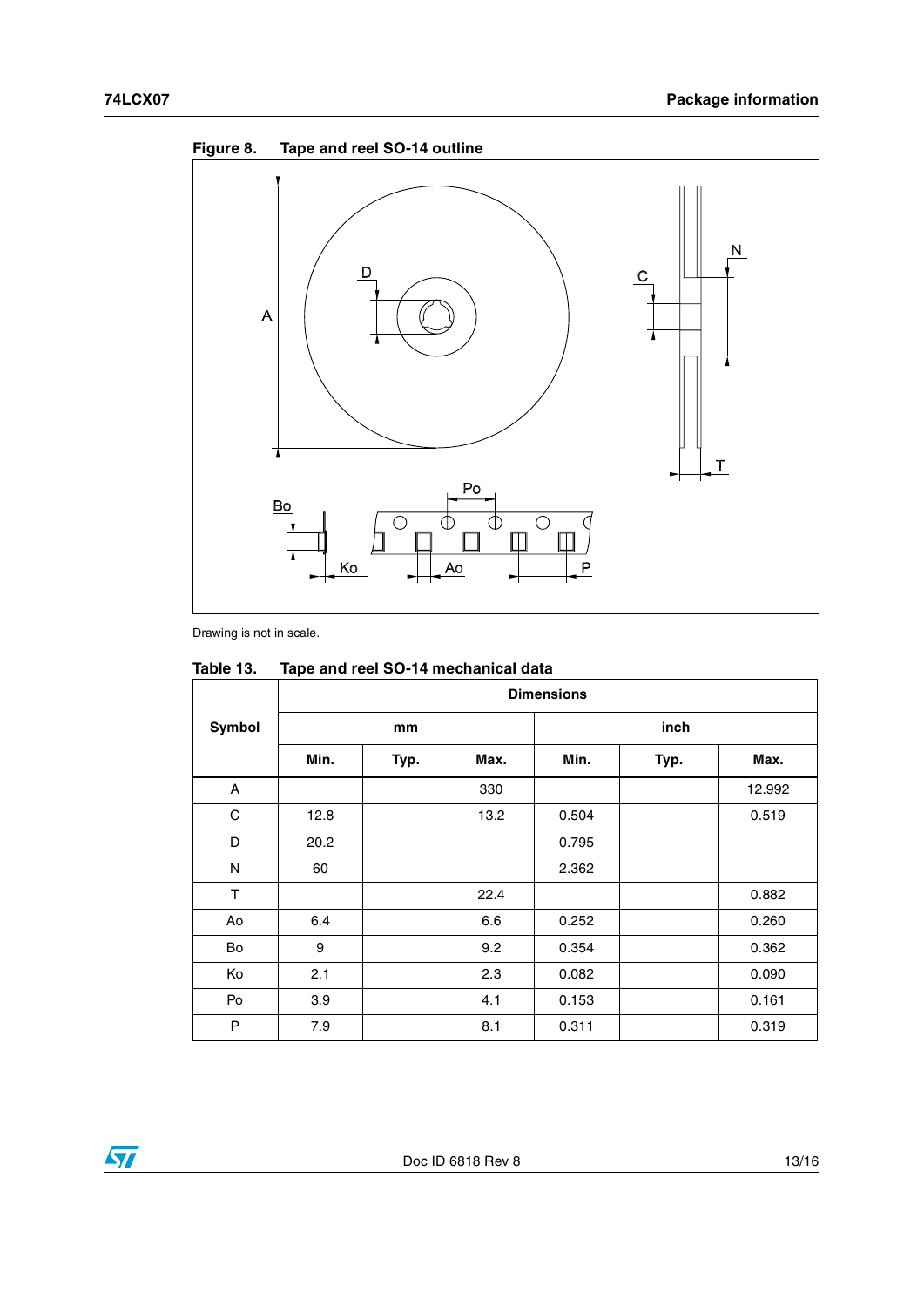Figure 8. Tape and reel SO-14 outline

Drawing is not in scale.

Table 13. Tape and reel SO-14 mechanical data

| Symbol | Dimensions | | | | | |
|---|---|---|---|---|---|---|
| | mm | | | inch | | |
| | Min. | Typ. | Max. | Min. | Typ. | Max. |
| A | | | 330 | | | 12.992 |
| C | 12.8 | | 13.2 | 0.504 | | 0.519 |
| D | 20.2 | | | 0.795 | | |
| N | 60 | | | 2.362 | | |
| T | | | 22.4 | | | 0.882 |
| Ao | 6.4 | | 6.6 | 0.252 | | 0.260 |
| Bo | 9 | | 9.2 | 0.354 | | 0.362 |
| Ko | 2.1 | | 2.3 | 0.082 | | 0.090 |
| Po | 3.9 | | 4.1 | 0.153 | | 0.161 |
| P | 7.9 | | 8.1 | 0.311 | | 0.319 |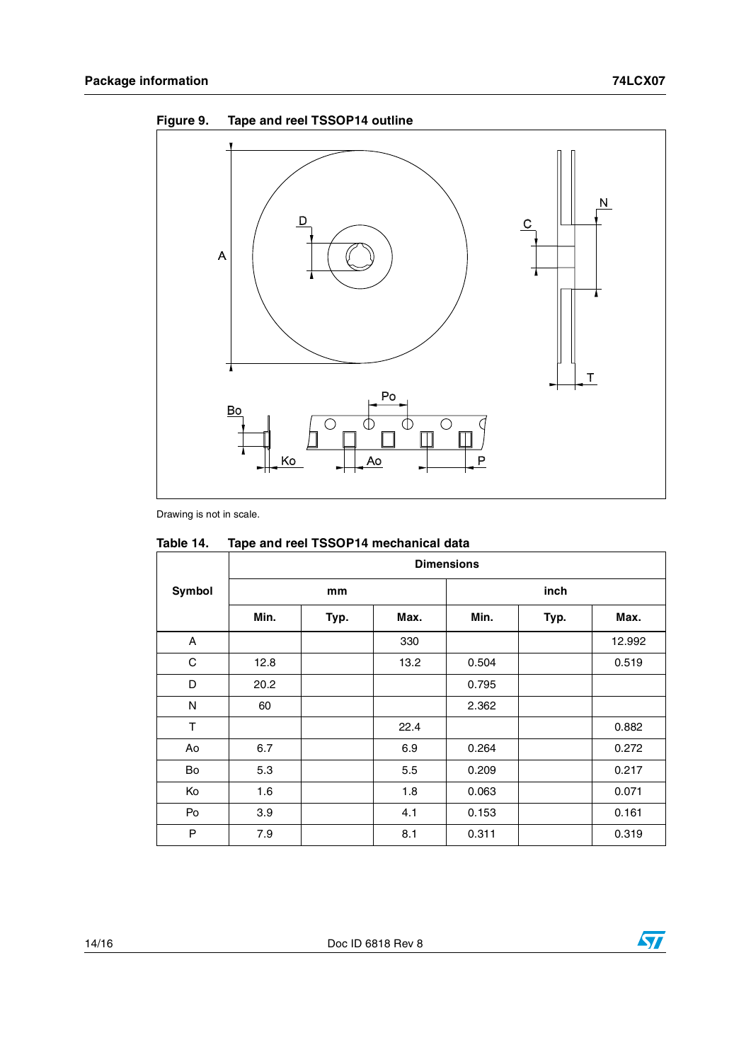**Figure 9. Tape and reel TSSOP14 outline**

Drawing is not in scale.

**Table 14. Tape and reel TSSOP14 mechanical data**

| Symbol | Dimensions | | | | | |
|---|---|---|---|---|---|---|
| | mm | | | inch | | |
| | Min. | Typ. | Max. | Min. | Typ. | Max. |
| A | | | 330 | | | 12.992 |
| C | 12.8 | | 13.2 | 0.504 | | 0.519 |
| D | 20.2 | | | 0.795 | | |
| N | 60 | | | 2.362 | | |
| T | | | 22.4 | | | 0.882 |
| Ao | 6.7 | | 6.9 | 0.264 | | 0.272 |
| Bo | 5.3 | | 5.5 | 0.209 | | 0.217 |
| Ko | 1.6 | | 1.8 | 0.063 | | 0.071 |
| Po | 3.9 | | 4.1 | 0.153 | | 0.161 |
| P | 7.9 | | 8.1 | 0.311 | | 0.319 |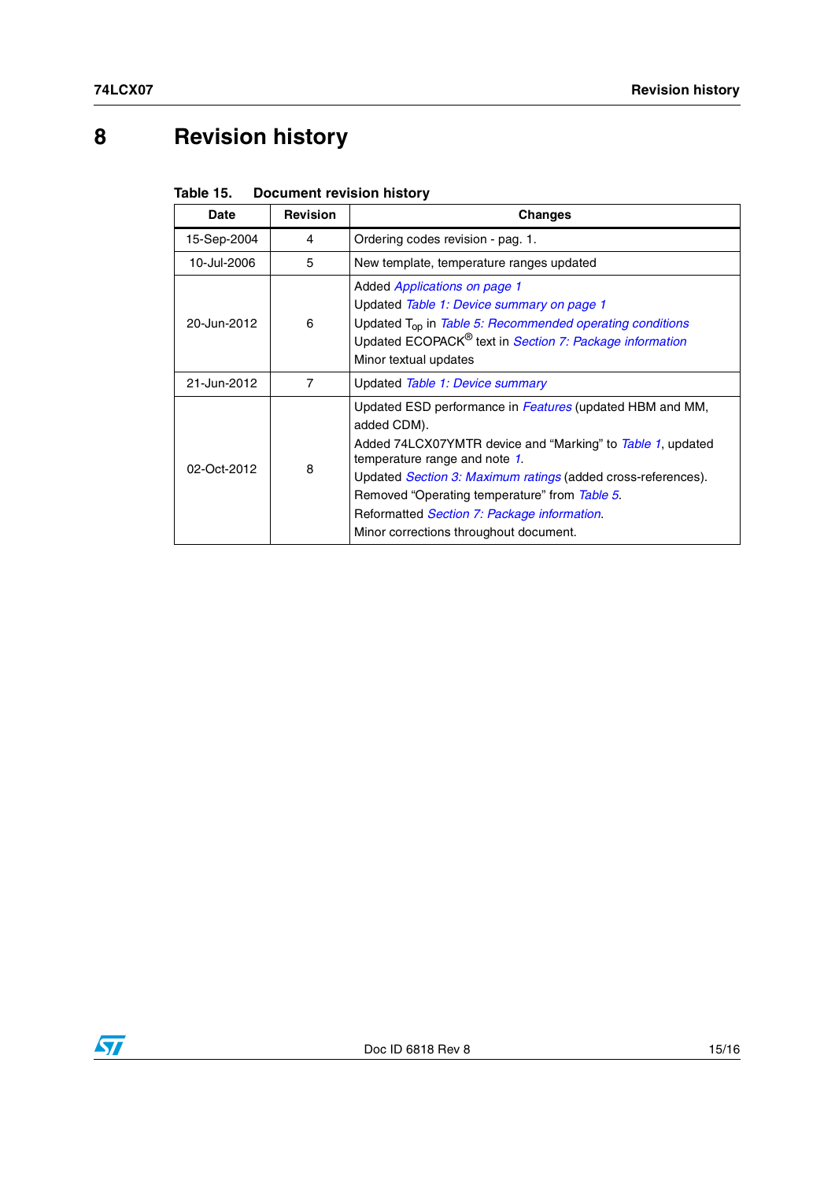# 8 Revision history

**Table 15. Document revision history**

| Date | Revision | Changes |
| --- | --- | --- |
| 15-Sep-2004 | 4 | Ordering codes revision - pag. 1. |
| 10-Jul-2006 | 5 | New template, temperature ranges updated |
| 20-Jun-2012 | 6 | Added *Applications on page 1*<br>Updated *Table 1: Device summary on page 1*<br>Updated $T_{op}$ in *Table 5: Recommended operating conditions*<br>Updated ECOPACK® text in *Section 7: Package information*<br>Minor textual updates |
| 21-Jun-2012 | 7 | Updated *Table 1: Device summary* |
| 02-Oct-2012 | 8 | Updated ESD performance in *Features* (updated HBM and MM, added CDM).<br>Added 74LCX07YMTR device and "Marking" to *Table 1*, updated temperature range and note *1*.<br>Updated *Section 3: Maximum ratings* (added cross-references).<br>Removed "Operating temperature" from *Table 5*.<br>Reformatted *Section 7: Package information*.<br>Minor corrections throughout document. |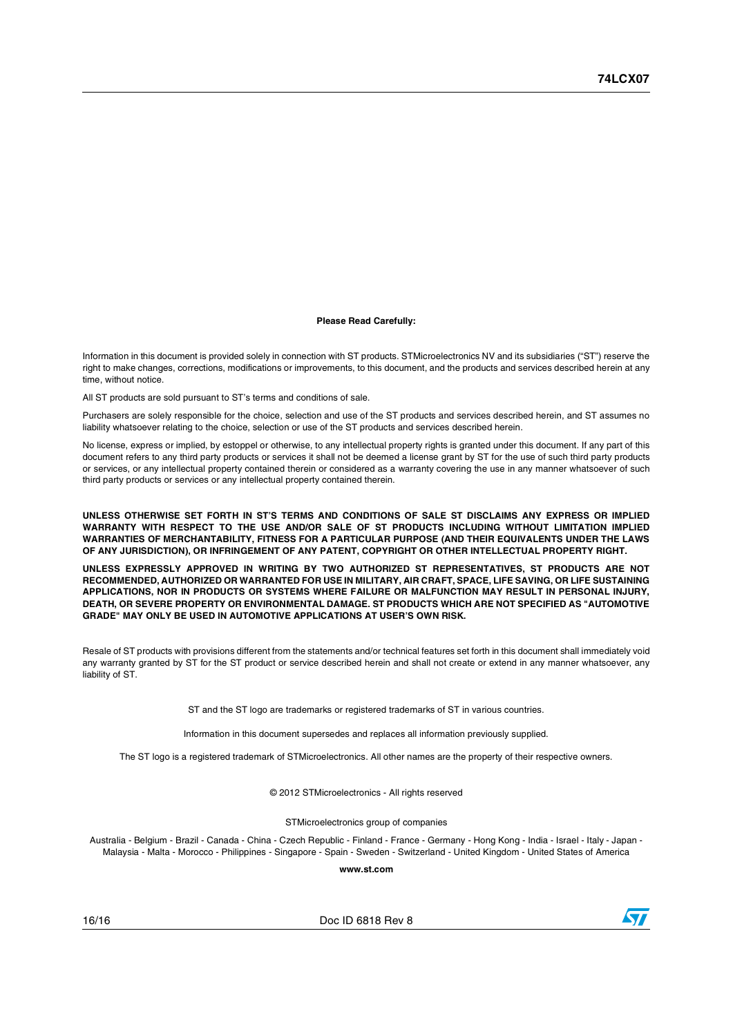**Please Read Carefully:**

Information in this document is provided solely in connection with ST products. STMicroelectronics NV and its subsidiaries (“ST”) reserve the right to make changes, corrections, modifications or improvements, to this document, and the products and services described herein at any time, without notice.

All ST products are sold pursuant to ST’s terms and conditions of sale.

Purchasers are solely responsible for the choice, selection and use of the ST products and services described herein, and ST assumes no liability whatsoever relating to the choice, selection or use of the ST products and services described herein.

No license, express or implied, by estoppel or otherwise, to any intellectual property rights is granted under this document. If any part of this document refers to any third party products or services it shall not be deemed a license grant by ST for the use of such third party products or services, or any intellectual property contained therein or considered as a warranty covering the use in any manner whatsoever of such third party products or services or any intellectual property contained therein.

**UNLESS OTHERWISE SET FORTH IN ST’S TERMS AND CONDITIONS OF SALE ST DISCLAIMS ANY EXPRESS OR IMPLIED WARRANTY WITH RESPECT TO THE USE AND/OR SALE OF ST PRODUCTS INCLUDING WITHOUT LIMITATION IMPLIED WARRANTIES OF MERCHANTABILITY, FITNESS FOR A PARTICULAR PURPOSE (AND THEIR EQUIVALENTS UNDER THE LAWS OF ANY JURISDICTION), OR INFRINGEMENT OF ANY PATENT, COPYRIGHT OR OTHER INTELLECTUAL PROPERTY RIGHT.**

**UNLESS EXPRESSLY APPROVED IN WRITING BY TWO AUTHORIZED ST REPRESENTATIVES, ST PRODUCTS ARE NOT RECOMMENDED, AUTHORIZED OR WARRANTED FOR USE IN MILITARY, AIR CRAFT, SPACE, LIFE SAVING, OR LIFE SUSTAINING APPLICATIONS, NOR IN PRODUCTS OR SYSTEMS WHERE FAILURE OR MALFUNCTION MAY RESULT IN PERSONAL INJURY, DEATH, OR SEVERE PROPERTY OR ENVIRONMENTAL DAMAGE. ST PRODUCTS WHICH ARE NOT SPECIFIED AS "AUTOMOTIVE GRADE" MAY ONLY BE USED IN AUTOMOTIVE APPLICATIONS AT USER’S OWN RISK.**

Resale of ST products with provisions different from the statements and/or technical features set forth in this document shall immediately void any warranty granted by ST for the ST product or service described herein and shall not create or extend in any manner whatsoever, any liability of ST.

ST and the ST logo are trademarks or registered trademarks of ST in various countries.

Information in this document supersedes and replaces all information previously supplied.

The ST logo is a registered trademark of STMicroelectronics. All other names are the property of their respective owners.

© 2012 STMicroelectronics - All rights reserved

STMicroelectronics group of companies

Australia - Belgium - Brazil - Canada - China - Czech Republic - Finland - France - Germany - Hong Kong - India - Israel - Italy - Japan - Malaysia - Malta - Morocco - Philippines - Singapore - Spain - Sweden - Switzerland - United Kingdom - United States of America

**www.st.com**